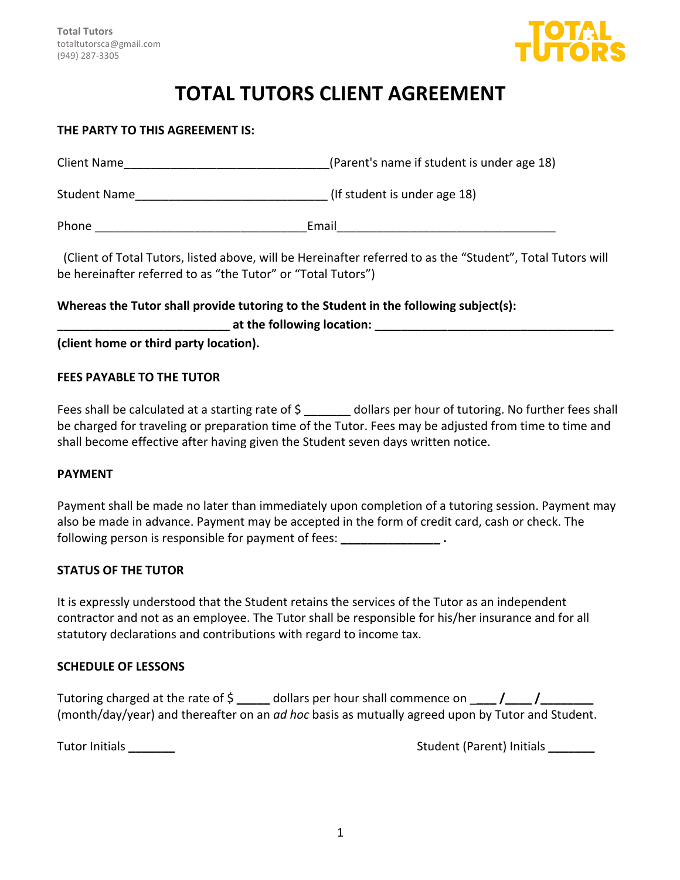Total Tutors
totaltutorsca@gmail.com
(949) 287-3305

# TOTAL TUTORS CLIENT AGREEMENT

**THE PARTY TO THIS AGREEMENT IS:**

Client Name_______________________________(Parent's name if student is under age 18)

Student Name_____________________________ (If student is under age 18)

Phone ________________________________Email_________________________________

(Client of Total Tutors, listed above, will be Hereinafter referred to as the "Student", Total Tutors will be hereinafter referred to as "the Tutor" or "Total Tutors")

**Whereas the Tutor shall provide tutoring to the Student in the following subject(s): __________________________ at the following location: ____________________________________ (client home or third party location).**

**FEES PAYABLE TO THE TUTOR**

Fees shall be calculated at a starting rate of $ _______ dollars per hour of tutoring. No further fees shall be charged for traveling or preparation time of the Tutor. Fees may be adjusted from time to time and shall become effective after having given the Student seven days written notice.

**PAYMENT**

Payment shall be made no later than immediately upon completion of a tutoring session. Payment may also be made in advance. Payment may be accepted in the form of credit card, cash or check. The following person is responsible for payment of fees: _______________ .

**STATUS OF THE TUTOR**

It is expressly understood that the Student retains the services of the Tutor as an independent contractor and not as an employee. The Tutor shall be responsible for his/her insurance and for all statutory declarations and contributions with regard to income tax.

**SCHEDULE OF LESSONS**

Tutoring charged at the rate of $ _____ dollars per hour shall commence on ____ /____ /________ (month/day/year) and thereafter on an *ad hoc* basis as mutually agreed upon by Tutor and Student.

Tutor Initials _______

Student (Parent) Initials _______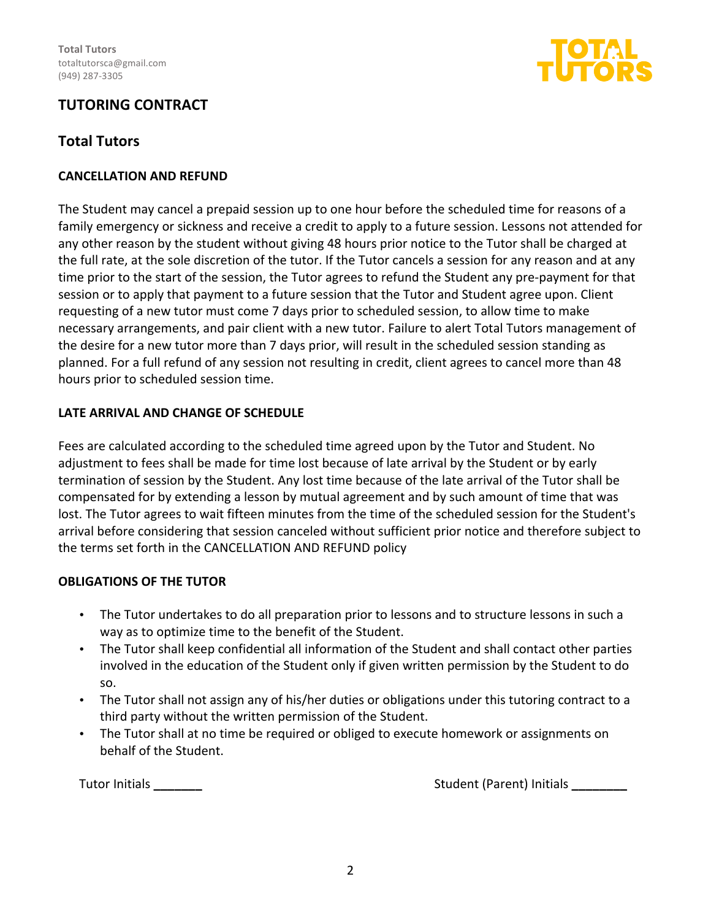Total Tutors
totaltutorsca@gmail.com
(949) 287-3305

## TUTORING CONTRACT

## Total Tutors

### CANCELLATION AND REFUND

The Student may cancel a prepaid session up to one hour before the scheduled time for reasons of a family emergency or sickness and receive a credit to apply to a future session. Lessons not attended for any other reason by the student without giving 48 hours prior notice to the Tutor shall be charged at the full rate, at the sole discretion of the tutor. If the Tutor cancels a session for any reason and at any time prior to the start of the session, the Tutor agrees to refund the Student any pre-payment for that session or to apply that payment to a future session that the Tutor and Student agree upon. Client requesting of a new tutor must come 7 days prior to scheduled session, to allow time to make necessary arrangements, and pair client with a new tutor. Failure to alert Total Tutors management of the desire for a new tutor more than 7 days prior, will result in the scheduled session standing as planned. For a full refund of any session not resulting in credit, client agrees to cancel more than 48 hours prior to scheduled session time.

### LATE ARRIVAL AND CHANGE OF SCHEDULE

Fees are calculated according to the scheduled time agreed upon by the Tutor and Student. No adjustment to fees shall be made for time lost because of late arrival by the Student or by early termination of session by the Student. Any lost time because of the late arrival of the Tutor shall be compensated for by extending a lesson by mutual agreement and by such amount of time that was lost. The Tutor agrees to wait fifteen minutes from the time of the scheduled session for the Student's arrival before considering that session canceled without sufficient prior notice and therefore subject to the terms set forth in the CANCELLATION AND REFUND policy

### OBLIGATIONS OF THE TUTOR

- The Tutor undertakes to do all preparation prior to lessons and to structure lessons in such a way as to optimize time to the benefit of the Student.
- The Tutor shall keep confidential all information of the Student and shall contact other parties involved in the education of the Student only if given written permission by the Student to do so.
- The Tutor shall not assign any of his/her duties or obligations under this tutoring contract to a third party without the written permission of the Student.
- The Tutor shall at no time be required or obliged to execute homework or assignments on behalf of the Student.

Tutor Initials _______ Student (Parent) Initials ________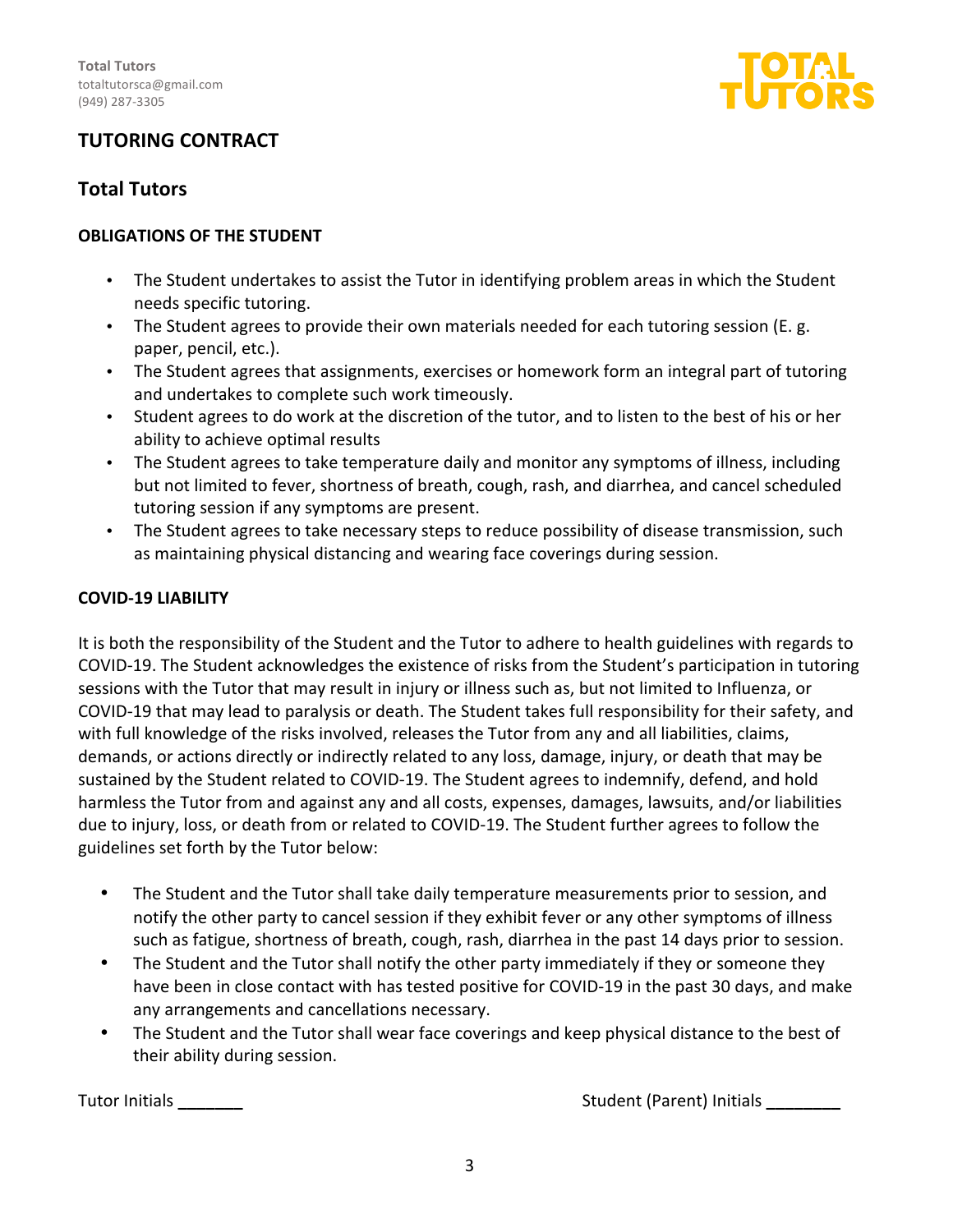Total Tutors
totaltutorsca@gmail.com
(949) 287-3305

## TUTORING CONTRACT

## Total Tutors

### OBLIGATIONS OF THE STUDENT

- The Student undertakes to assist the Tutor in identifying problem areas in which the Student needs specific tutoring.
- The Student agrees to provide their own materials needed for each tutoring session (E. g. paper, pencil, etc.).
- The Student agrees that assignments, exercises or homework form an integral part of tutoring and undertakes to complete such work timeously.
- Student agrees to do work at the discretion of the tutor, and to listen to the best of his or her ability to achieve optimal results
- The Student agrees to take temperature daily and monitor any symptoms of illness, including but not limited to fever, shortness of breath, cough, rash, and diarrhea, and cancel scheduled tutoring session if any symptoms are present.
- The Student agrees to take necessary steps to reduce possibility of disease transmission, such as maintaining physical distancing and wearing face coverings during session.

### COVID-19 LIABILITY

It is both the responsibility of the Student and the Tutor to adhere to health guidelines with regards to COVID-19. The Student acknowledges the existence of risks from the Student's participation in tutoring sessions with the Tutor that may result in injury or illness such as, but not limited to Influenza, or COVID-19 that may lead to paralysis or death. The Student takes full responsibility for their safety, and with full knowledge of the risks involved, releases the Tutor from any and all liabilities, claims, demands, or actions directly or indirectly related to any loss, damage, injury, or death that may be sustained by the Student related to COVID-19. The Student agrees to indemnify, defend, and hold harmless the Tutor from and against any and all costs, expenses, damages, lawsuits, and/or liabilities due to injury, loss, or death from or related to COVID-19. The Student further agrees to follow the guidelines set forth by the Tutor below:

- The Student and the Tutor shall take daily temperature measurements prior to session, and notify the other party to cancel session if they exhibit fever or any other symptoms of illness such as fatigue, shortness of breath, cough, rash, diarrhea in the past 14 days prior to session.
- The Student and the Tutor shall notify the other party immediately if they or someone they have been in close contact with has tested positive for COVID-19 in the past 30 days, and make any arrangements and cancellations necessary.
- The Student and the Tutor shall wear face coverings and keep physical distance to the best of their ability during session.

Tutor Initials _______ Student (Parent) Initials ________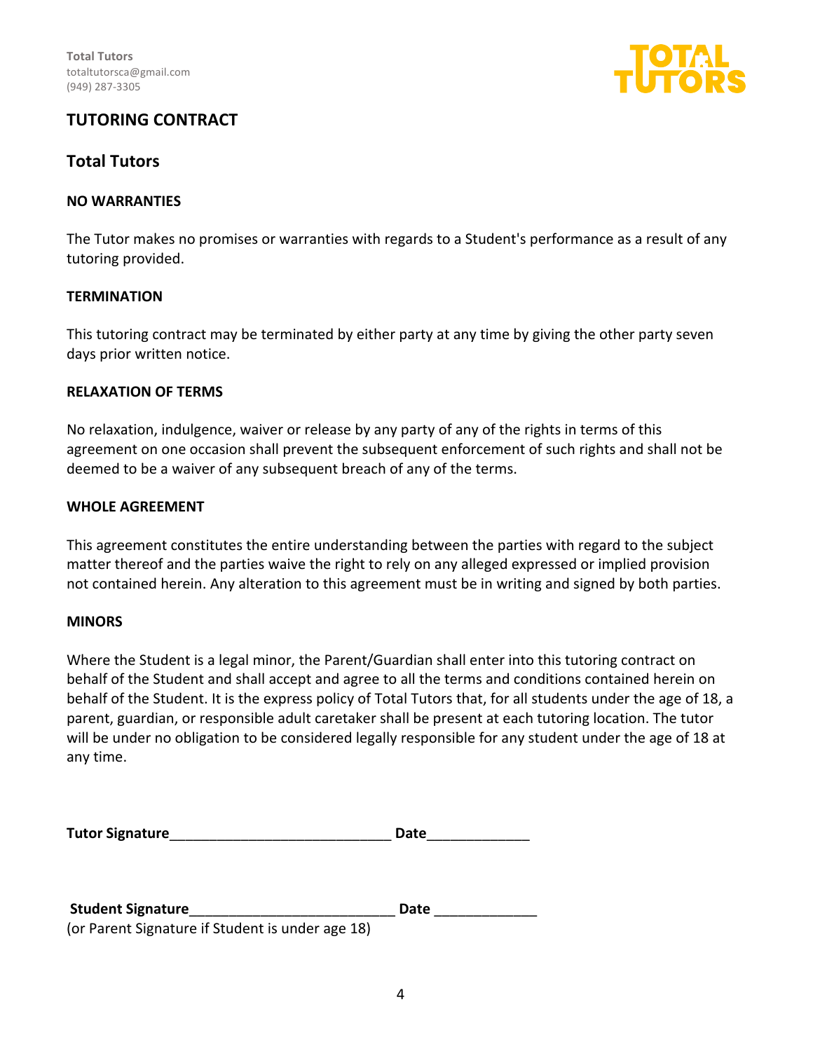Total Tutors
totaltutorsca@gmail.com
(949) 287-3305

## TUTORING CONTRACT

## Total Tutors

### NO WARRANTIES

The Tutor makes no promises or warranties with regards to a Student's performance as a result of any tutoring provided.

### TERMINATION

This tutoring contract may be terminated by either party at any time by giving the other party seven days prior written notice.

### RELAXATION OF TERMS

No relaxation, indulgence, waiver or release by any party of any of the rights in terms of this agreement on one occasion shall prevent the subsequent enforcement of such rights and shall not be deemed to be a waiver of any subsequent breach of any of the terms.

### WHOLE AGREEMENT

This agreement constitutes the entire understanding between the parties with regard to the subject matter thereof and the parties waive the right to rely on any alleged expressed or implied provision not contained herein. Any alteration to this agreement must be in writing and signed by both parties.

### MINORS

Where the Student is a legal minor, the Parent/Guardian shall enter into this tutoring contract on behalf of the Student and shall accept and agree to all the terms and conditions contained herein on behalf of the Student. It is the express policy of Total Tutors that, for all students under the age of 18, a parent, guardian, or responsible adult caretaker shall be present at each tutoring location. The tutor will be under no obligation to be considered legally responsible for any student under the age of 18 at any time.

**Tutor Signature**____________________________ **Date**_____________

**Student Signature**__________________________ **Date** _____________
(or Parent Signature if Student is under age 18)